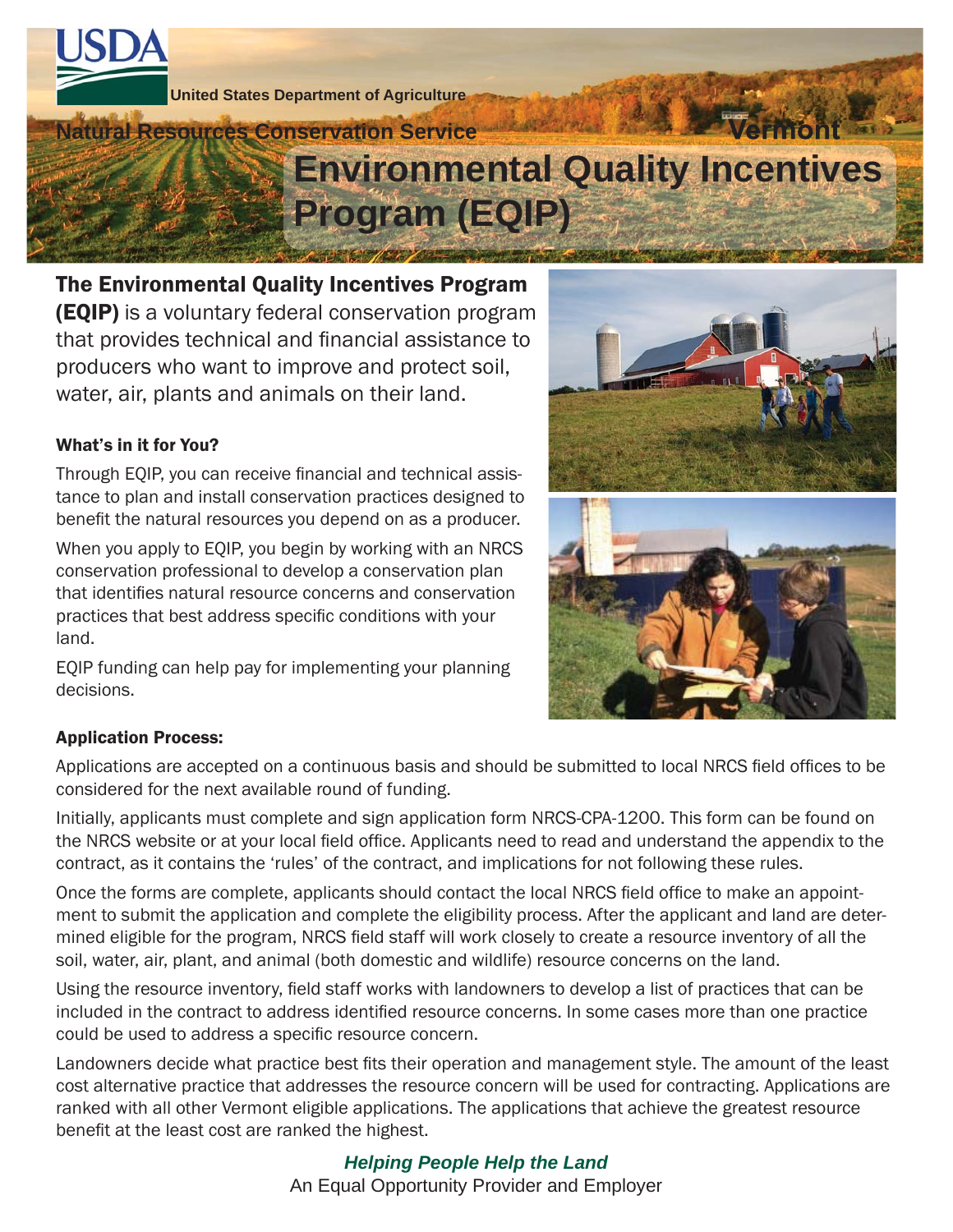United States Department of Agriculture

Natural Resources Conservation Service

Vermont

# Environmental Quality Incentives Program (EQIP)

**The Environmental Quality Incentives Program (EQIP)** is a voluntary federal conservation program that provides technical and financial assistance to producers who want to improve and protect soil, water, air, plants and animals on their land.

### What's in it for You?

Through EQIP, you can receive financial and technical assistance to plan and install conservation practices designed to benefit the natural resources you depend on as a producer.

When you apply to EQIP, you begin by working with an NRCS conservation professional to develop a conservation plan that identifies natural resource concerns and conservation practices that best address specific conditions with your land.

EQIP funding can help pay for implementing your planning decisions.

### Application Process:

Applications are accepted on a continuous basis and should be submitted to local NRCS field offices to be considered for the next available round of funding.

Initially, applicants must complete and sign application form NRCS-CPA-1200. This form can be found on the NRCS website or at your local field office. Applicants need to read and understand the appendix to the contract, as it contains the 'rules' of the contract, and implications for not following these rules.

Once the forms are complete, applicants should contact the local NRCS field office to make an appointment to submit the application and complete the eligibility process. After the applicant and land are determined eligible for the program, NRCS field staff will work closely to create a resource inventory of all the soil, water, air, plant, and animal (both domestic and wildlife) resource concerns on the land.

Using the resource inventory, field staff works with landowners to develop a list of practices that can be included in the contract to address identified resource concerns. In some cases more than one practice could be used to address a specific resource concern.

Landowners decide what practice best fits their operation and management style. The amount of the least cost alternative practice that addresses the resource concern will be used for contracting. Applications are ranked with all other Vermont eligible applications. The applications that achieve the greatest resource benefit at the least cost are ranked the highest.

*Helping People Help the Land*

An Equal Opportunity Provider and Employer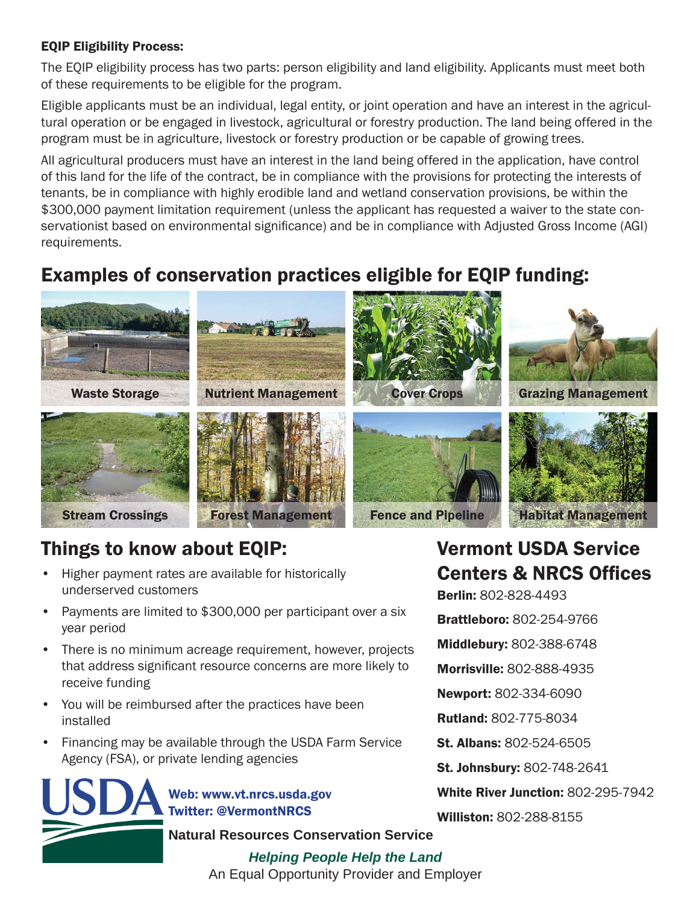**EQIP Eligibility Process:**

The EQIP eligibility process has two parts: person eligibility and land eligibility. Applicants must meet both of these requirements to be eligible for the program.

Eligible applicants must be an individual, legal entity, or joint operation and have an interest in the agricultural operation or be engaged in livestock, agricultural or forestry production. The land being offered in the program must be in agriculture, livestock or forestry production or be capable of growing trees.

All agricultural producers must have an interest in the land being offered in the application, have control of this land for the life of the contract, be in compliance with the provisions for protecting the interests of tenants, be in compliance with highly erodible land and wetland conservation provisions, be within the $300,000 payment limitation requirement (unless the applicant has requested a waiver to the state conservationist based on environmental significance) and be in compliance with Adjusted Gross Income (AGI) requirements.

## Examples of conservation practices eligible for EQIP funding:

Waste Storage

Nutrient Management

Cover Crops

Grazing Management

Stream Crossings

Forest Management

Fence and Pipeline

Habitat Management

## Things to know about EQIP:

- Higher payment rates are available for historically underserved customers
- Payments are limited to $300,000 per participant over a six year period
- There is no minimum acreage requirement, however, projects that address significant resource concerns are more likely to receive funding
- You will be reimbursed after the practices have been installed
- Financing may be available through the USDA Farm Service Agency (FSA), or private lending agencies

## Vermont USDA Service Centers & NRCS Offices

**Berlin:** 802-828-4493

**Brattleboro:** 802-254-9766

**Middlebury:** 802-388-6748

**Morrisville:** 802-888-4935

**Newport:** 802-334-6090

**Rutland:** 802-775-8034

**St. Albans:** 802-524-6505

**St. Johnsbury:** 802-748-2641

**White River Junction:** 802-295-7942

**Williston:** 802-288-8155

USDA

**Web: www.vt.nrcs.usda.gov**
**Twitter: @VermontNRCS**

**Natural Resources Conservation Service**

***Helping People Help the Land***

An Equal Opportunity Provider and Employer